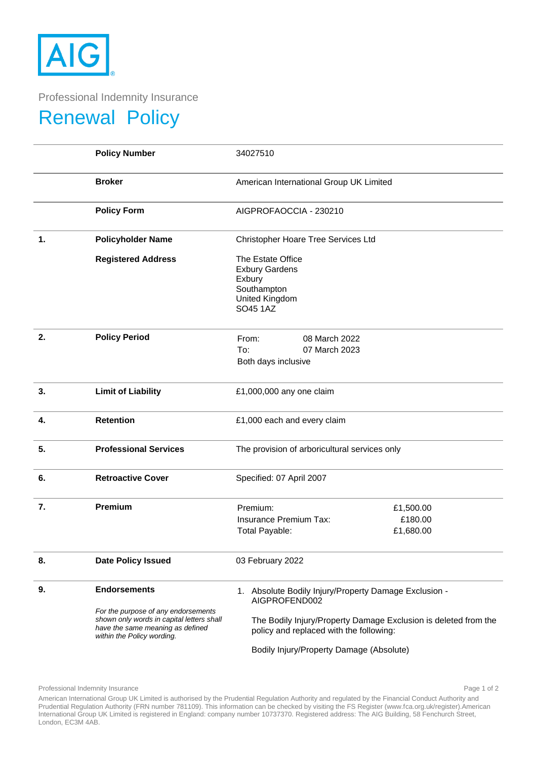AIG

Professional Indemnity Insurance

# Renewal Policy

| | | |
|---|---|---|
| | **Policy Number** | 34027510 |
| | **Broker** | American International Group UK Limited |
| | **Policy Form** | AIGPROFAOCCIA - 230210 |
| **1.** | **Policyholder Name** | Christopher Hoare Tree Services Ltd |
| | **Registered Address** | The Estate Office<br>Exbury Gardens<br>Exbury<br>Southampton<br>United Kingdom<br>SO45 1AZ |
| **2.** | **Policy Period** | From: 08 March 2022<br>To: 07 March 2023<br>Both days inclusive |
| **3.** | **Limit of Liability** | £1,000,000 any one claim |
| **4.** | **Retention** | £1,000 each and every claim |
| **5.** | **Professional Services** | The provision of arboricultural services only |
| **6.** | **Retroactive Cover** | Specified: 07 April 2007 |
| **7.** | **Premium** | Premium: £1,500.00<br>Insurance Premium Tax: £180.00<br>Total Payable: £1,680.00 |
| **8.** | **Date Policy Issued** | 03 February 2022 |
| **9.** | **Endorsements**<br>*For the purpose of any endorsements shown only words in capital letters shall have the same meaning as defined within the Policy wording.* | 1. Absolute Bodily Injury/Property Damage Exclusion - AIGPROFEND002<br>The Bodily Injury/Property Damage Exclusion is deleted from the policy and replaced with the following:<br>Bodily Injury/Property Damage (Absolute) |

American International Group UK Limited is authorised by the Prudential Regulation Authority and regulated by the Financial Conduct Authority and Prudential Regulation Authority (FRN number 781109). This information can be checked by visiting the FS Register (www.fca.org.uk/register).American International Group UK Limited is registered in England: company number 10737370. Registered address: The AIG Building, 58 Fenchurch Street, London, EC3M 4AB.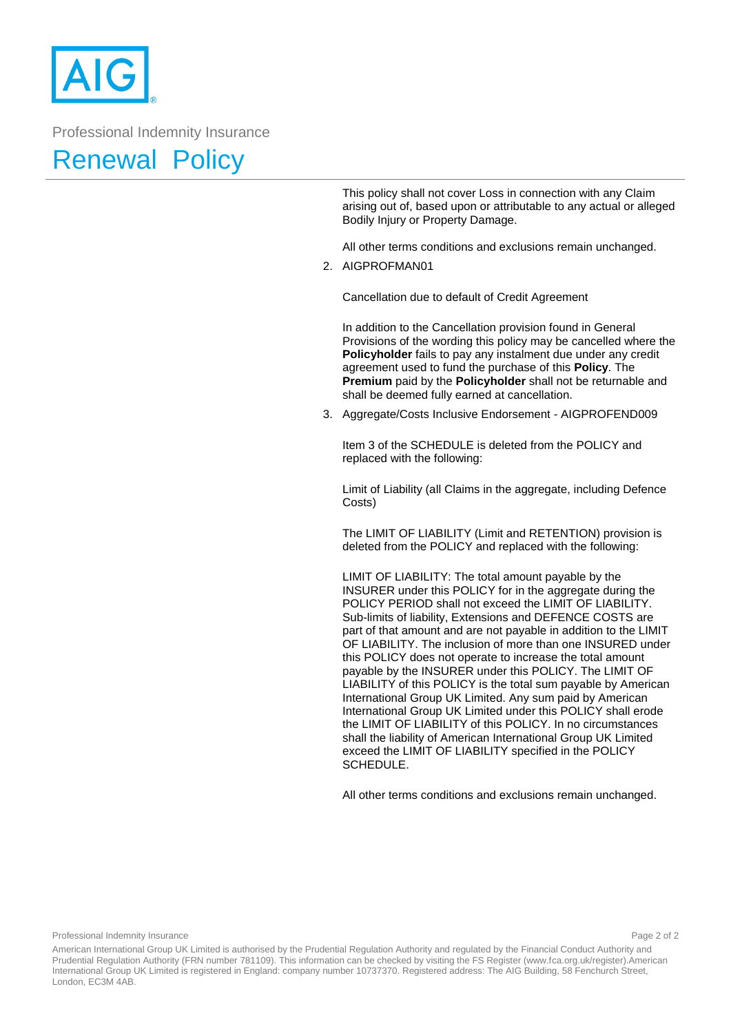Professional Indemnity Insurance

# Renewal Policy

This policy shall not cover Loss in connection with any Claim arising out of, based upon or attributable to any actual or alleged Bodily Injury or Property Damage.

All other terms conditions and exclusions remain unchanged.

2. AIGPROFMAN01

   Cancellation due to default of Credit Agreement

   In addition to the Cancellation provision found in General Provisions of the wording this policy may be cancelled where the **Policyholder** fails to pay any instalment due under any credit agreement used to fund the purchase of this **Policy**. The **Premium** paid by the **Policyholder** shall not be returnable and shall be deemed fully earned at cancellation.

3. Aggregate/Costs Inclusive Endorsement - AIGPROFEND009

   Item 3 of the SCHEDULE is deleted from the POLICY and replaced with the following:

   Limit of Liability (all Claims in the aggregate, including Defence Costs)

   The LIMIT OF LIABILITY (Limit and RETENTION) provision is deleted from the POLICY and replaced with the following:

   LIMIT OF LIABILITY: The total amount payable by the INSURER under this POLICY for in the aggregate during the POLICY PERIOD shall not exceed the LIMIT OF LIABILITY. Sub-limits of liability, Extensions and DEFENCE COSTS are part of that amount and are not payable in addition to the LIMIT OF LIABILITY. The inclusion of more than one INSURED under this POLICY does not operate to increase the total amount payable by the INSURER under this POLICY. The LIMIT OF LIABILITY of this POLICY is the total sum payable by American International Group UK Limited. Any sum paid by American International Group UK Limited under this POLICY shall erode the LIMIT OF LIABILITY of this POLICY. In no circumstances shall the liability of American International Group UK Limited exceed the LIMIT OF LIABILITY specified in the POLICY SCHEDULE.

   All other terms conditions and exclusions remain unchanged.

American International Group UK Limited is authorised by the Prudential Regulation Authority and regulated by the Financial Conduct Authority and Prudential Regulation Authority (FRN number 781109). This information can be checked by visiting the FS Register (www.fca.org.uk/register).American International Group UK Limited is registered in England: company number 10737370. Registered address: The AIG Building, 58 Fenchurch Street, London, EC3M 4AB.